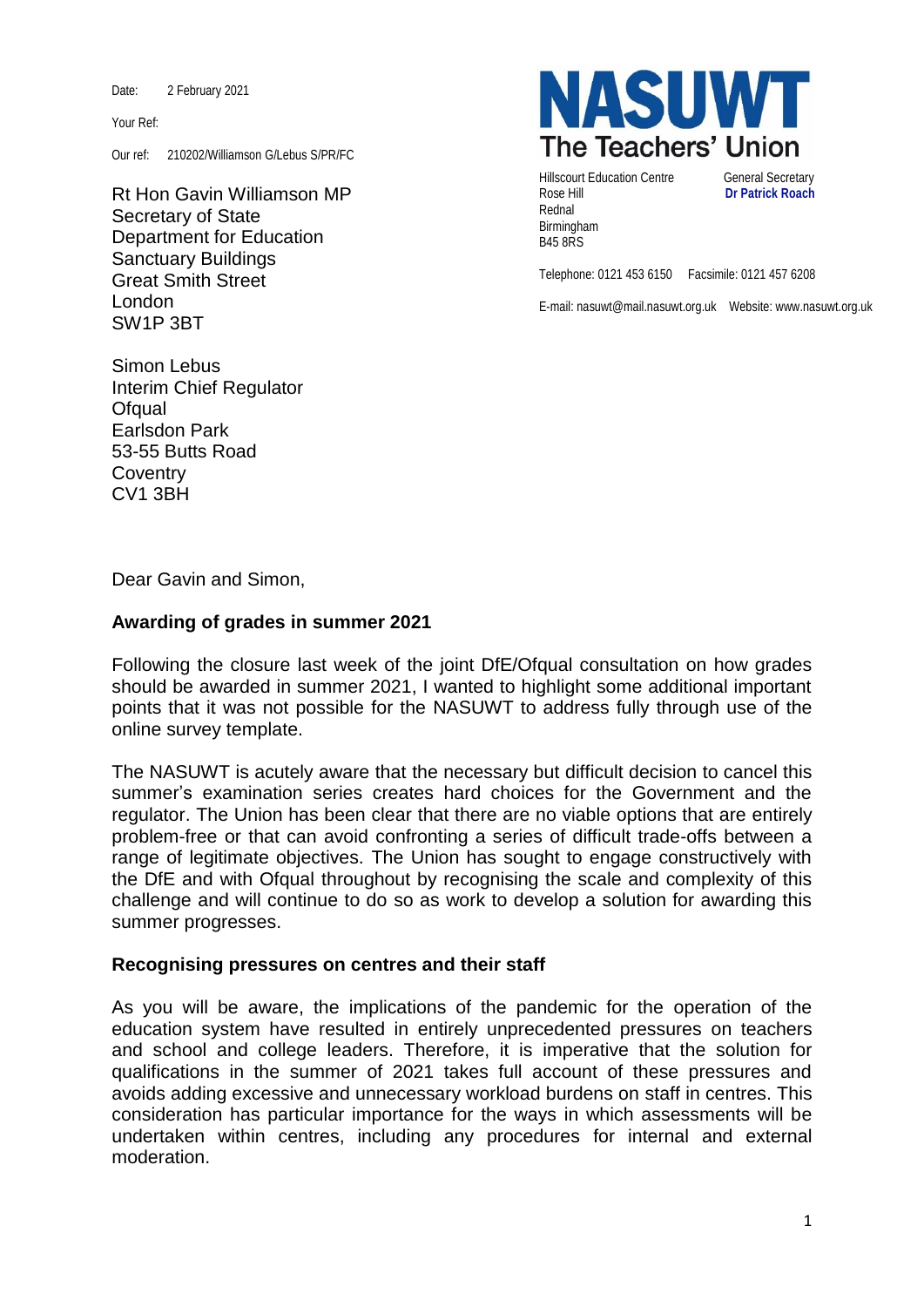Date: 2 February 2021

Your Ref:

Our ref: 210202/Williamson G/Lebus S/PR/FC

**NASUWT**
**The Teachers' Union**

Hillscourt Education Centre
Rose Hill
Rednal
Birmingham
B45 8RS

General Secretary
**Dr Patrick Roach**

Telephone: 0121 453 6150 Facsimile: 0121 457 6208

E-mail: nasuwt@mail.nasuwt.org.uk Website: www.nasuwt.org.uk

Rt Hon Gavin Williamson MP
Secretary of State
Department for Education
Sanctuary Buildings
Great Smith Street
London
SW1P 3BT

Simon Lebus
Interim Chief Regulator
Ofqual
Earlsdon Park
53-55 Butts Road
Coventry
CV1 3BH

Dear Gavin and Simon,

**Awarding of grades in summer 2021**

Following the closure last week of the joint DfE/Ofqual consultation on how grades should be awarded in summer 2021, I wanted to highlight some additional important points that it was not possible for the NASUWT to address fully through use of the online survey template.

The NASUWT is acutely aware that the necessary but difficult decision to cancel this summer's examination series creates hard choices for the Government and the regulator. The Union has been clear that there are no viable options that are entirely problem-free or that can avoid confronting a series of difficult trade-offs between a range of legitimate objectives. The Union has sought to engage constructively with the DfE and with Ofqual throughout by recognising the scale and complexity of this challenge and will continue to do so as work to develop a solution for awarding this summer progresses.

**Recognising pressures on centres and their staff**

As you will be aware, the implications of the pandemic for the operation of the education system have resulted in entirely unprecedented pressures on teachers and school and college leaders. Therefore, it is imperative that the solution for qualifications in the summer of 2021 takes full account of these pressures and avoids adding excessive and unnecessary workload burdens on staff in centres. This consideration has particular importance for the ways in which assessments will be undertaken within centres, including any procedures for internal and external moderation.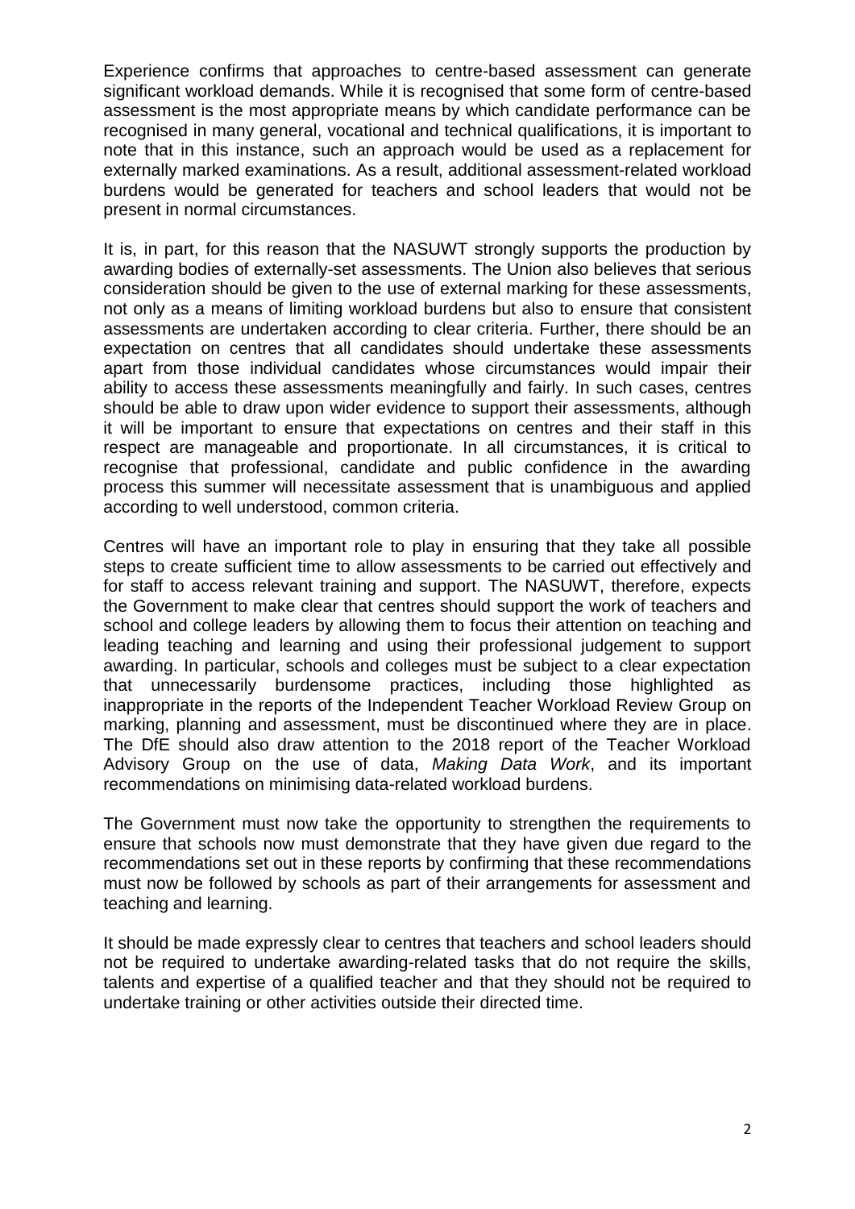Experience confirms that approaches to centre-based assessment can generate significant workload demands. While it is recognised that some form of centre-based assessment is the most appropriate means by which candidate performance can be recognised in many general, vocational and technical qualifications, it is important to note that in this instance, such an approach would be used as a replacement for externally marked examinations. As a result, additional assessment-related workload burdens would be generated for teachers and school leaders that would not be present in normal circumstances.

It is, in part, for this reason that the NASUWT strongly supports the production by awarding bodies of externally-set assessments. The Union also believes that serious consideration should be given to the use of external marking for these assessments, not only as a means of limiting workload burdens but also to ensure that consistent assessments are undertaken according to clear criteria. Further, there should be an expectation on centres that all candidates should undertake these assessments apart from those individual candidates whose circumstances would impair their ability to access these assessments meaningfully and fairly. In such cases, centres should be able to draw upon wider evidence to support their assessments, although it will be important to ensure that expectations on centres and their staff in this respect are manageable and proportionate. In all circumstances, it is critical to recognise that professional, candidate and public confidence in the awarding process this summer will necessitate assessment that is unambiguous and applied according to well understood, common criteria.

Centres will have an important role to play in ensuring that they take all possible steps to create sufficient time to allow assessments to be carried out effectively and for staff to access relevant training and support. The NASUWT, therefore, expects the Government to make clear that centres should support the work of teachers and school and college leaders by allowing them to focus their attention on teaching and leading teaching and learning and using their professional judgement to support awarding. In particular, schools and colleges must be subject to a clear expectation that unnecessarily burdensome practices, including those highlighted as inappropriate in the reports of the Independent Teacher Workload Review Group on marking, planning and assessment, must be discontinued where they are in place. The DfE should also draw attention to the 2018 report of the Teacher Workload Advisory Group on the use of data, *Making Data Work*, and its important recommendations on minimising data-related workload burdens.

The Government must now take the opportunity to strengthen the requirements to ensure that schools now must demonstrate that they have given due regard to the recommendations set out in these reports by confirming that these recommendations must now be followed by schools as part of their arrangements for assessment and teaching and learning.

It should be made expressly clear to centres that teachers and school leaders should not be required to undertake awarding-related tasks that do not require the skills, talents and expertise of a qualified teacher and that they should not be required to undertake training or other activities outside their directed time.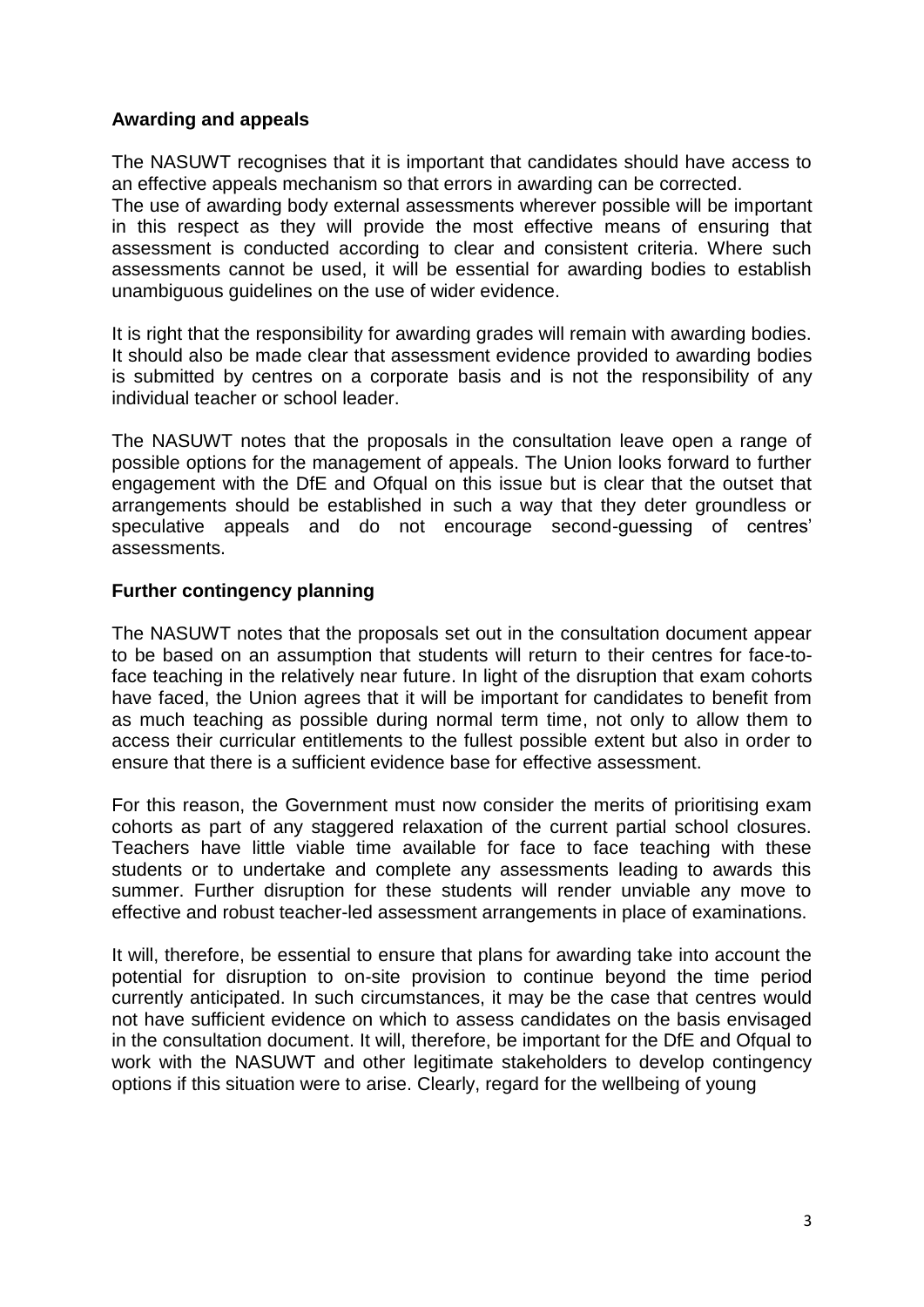**Awarding and appeals**

The NASUWT recognises that it is important that candidates should have access to an effective appeals mechanism so that errors in awarding can be corrected. The use of awarding body external assessments wherever possible will be important in this respect as they will provide the most effective means of ensuring that assessment is conducted according to clear and consistent criteria. Where such assessments cannot be used, it will be essential for awarding bodies to establish unambiguous guidelines on the use of wider evidence.

It is right that the responsibility for awarding grades will remain with awarding bodies. It should also be made clear that assessment evidence provided to awarding bodies is submitted by centres on a corporate basis and is not the responsibility of any individual teacher or school leader.

The NASUWT notes that the proposals in the consultation leave open a range of possible options for the management of appeals. The Union looks forward to further engagement with the DfE and Ofqual on this issue but is clear that the outset that arrangements should be established in such a way that they deter groundless or speculative appeals and do not encourage second-guessing of centres' assessments.

**Further contingency planning**

The NASUWT notes that the proposals set out in the consultation document appear to be based on an assumption that students will return to their centres for face-to-face teaching in the relatively near future. In light of the disruption that exam cohorts have faced, the Union agrees that it will be important for candidates to benefit from as much teaching as possible during normal term time, not only to allow them to access their curricular entitlements to the fullest possible extent but also in order to ensure that there is a sufficient evidence base for effective assessment.

For this reason, the Government must now consider the merits of prioritising exam cohorts as part of any staggered relaxation of the current partial school closures. Teachers have little viable time available for face to face teaching with these students or to undertake and complete any assessments leading to awards this summer. Further disruption for these students will render unviable any move to effective and robust teacher-led assessment arrangements in place of examinations.

It will, therefore, be essential to ensure that plans for awarding take into account the potential for disruption to on-site provision to continue beyond the time period currently anticipated. In such circumstances, it may be the case that centres would not have sufficient evidence on which to assess candidates on the basis envisaged in the consultation document. It will, therefore, be important for the DfE and Ofqual to work with the NASUWT and other legitimate stakeholders to develop contingency options if this situation were to arise. Clearly, regard for the wellbeing of young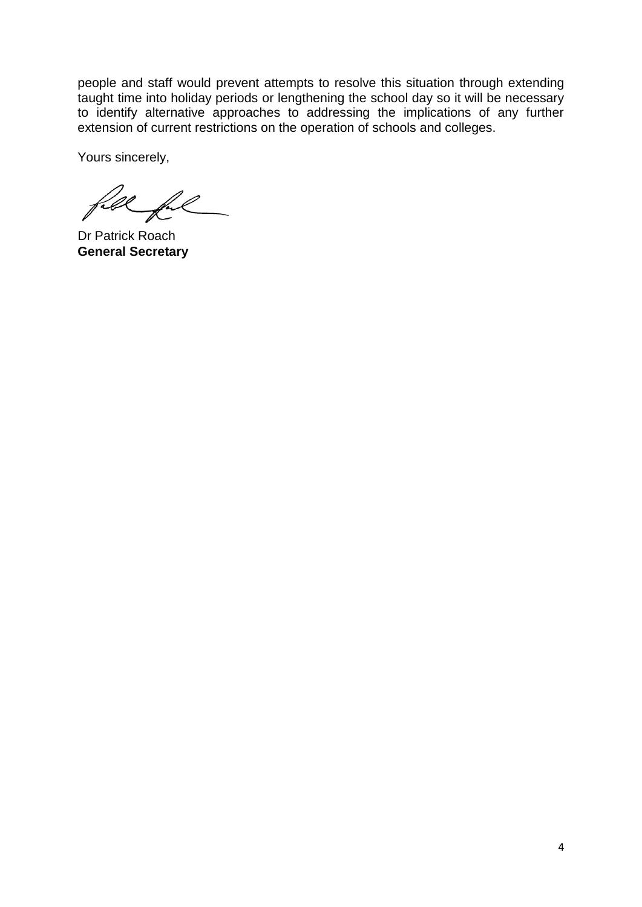people and staff would prevent attempts to resolve this situation through extending taught time into holiday periods or lengthening the school day so it will be necessary to identify alternative approaches to addressing the implications of any further extension of current restrictions on the operation of schools and colleges.

Yours sincerely,

Dr Patrick Roach
**General Secretary**